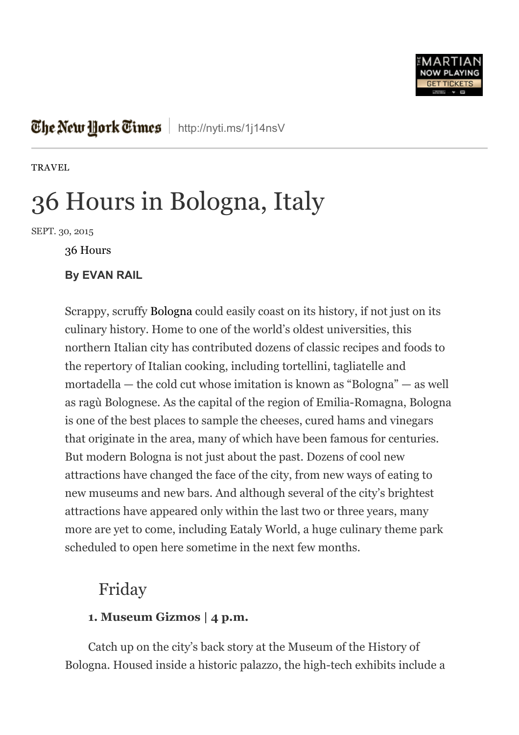The New York Times | http://nyti.ms/1j14nsV

TRAVEL

# 36 Hours in Bologna, Italy

SEPT. 30, 2015

36 Hours

**By EVAN RAIL**

Scrappy, scruffy Bologna could easily coast on its history, if not just on its culinary history. Home to one of the world's oldest universities, this northern Italian city has contributed dozens of classic recipes and foods to the repertory of Italian cooking, including tortellini, tagliatelle and mortadella — the cold cut whose imitation is known as "Bologna" — as well as ragù Bolognese. As the capital of the region of Emilia-Romagna, Bologna is one of the best places to sample the cheeses, cured hams and vinegars that originate in the area, many of which have been famous for centuries. But modern Bologna is not just about the past. Dozens of cool new attractions have changed the face of the city, from new ways of eating to new museums and new bars. And although several of the city's brightest attractions have appeared only within the last two or three years, many more are yet to come, including Eataly World, a huge culinary theme park scheduled to open here sometime in the next few months.

## Friday

### 1. Museum Gizmos | 4 p.m.

Catch up on the city's back story at the Museum of the History of Bologna. Housed inside a historic palazzo, the high-tech exhibits include a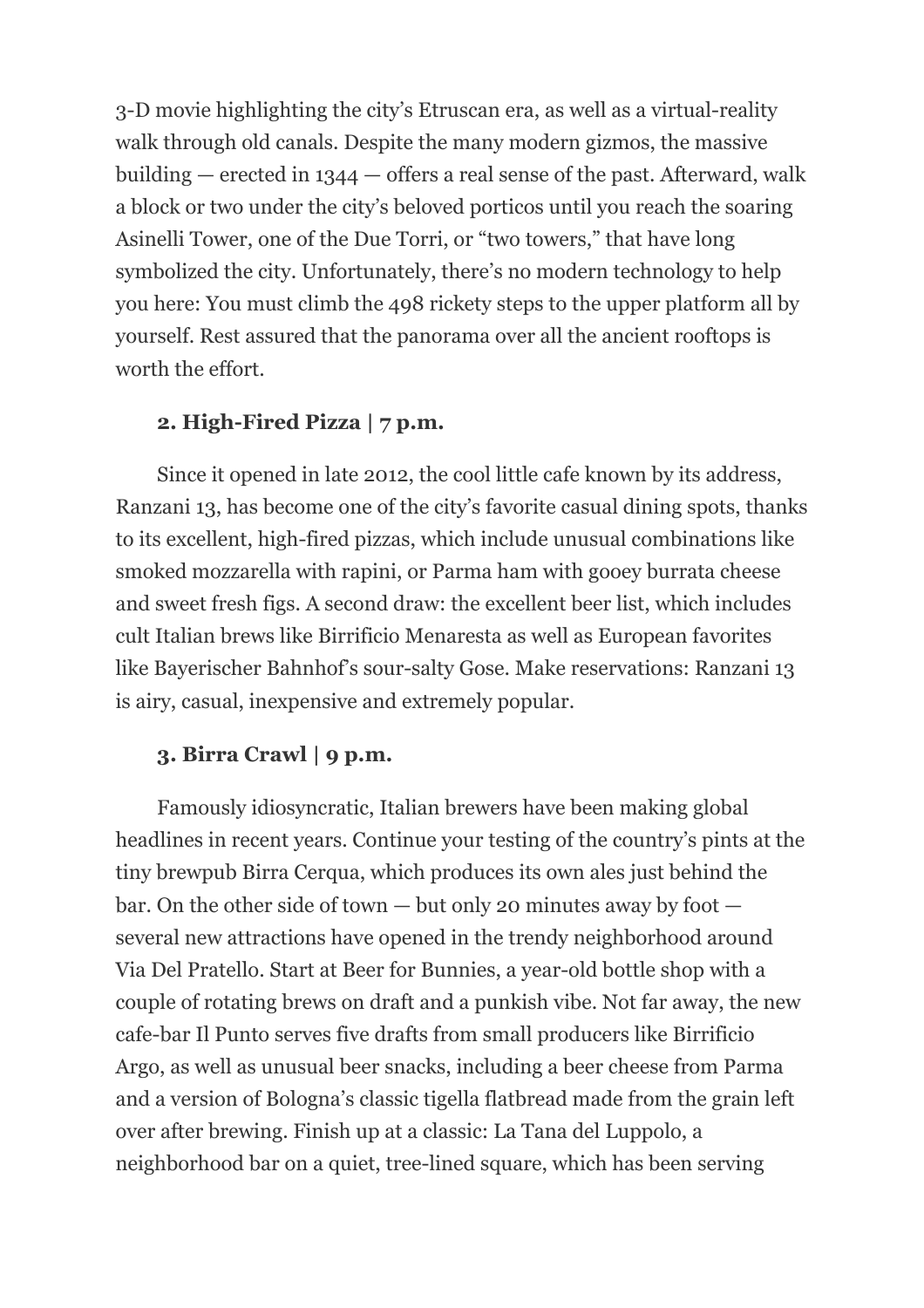3-D movie highlighting the city's Etruscan era, as well as a virtual-reality walk through old canals. Despite the many modern gizmos, the massive building — erected in 1344 — offers a real sense of the past. Afterward, walk a block or two under the city's beloved porticos until you reach the soaring Asinelli Tower, one of the Due Torri, or "two towers," that have long symbolized the city. Unfortunately, there's no modern technology to help you here: You must climb the 498 rickety steps to the upper platform all by yourself. Rest assured that the panorama over all the ancient rooftops is worth the effort.

**2. High-Fired Pizza | 7 p.m.**

Since it opened in late 2012, the cool little cafe known by its address, Ranzani 13, has become one of the city's favorite casual dining spots, thanks to its excellent, high-fired pizzas, which include unusual combinations like smoked mozzarella with rapini, or Parma ham with gooey burrata cheese and sweet fresh figs. A second draw: the excellent beer list, which includes cult Italian brews like Birrificio Menaresta as well as European favorites like Bayerischer Bahnhof's sour-salty Gose. Make reservations: Ranzani 13 is airy, casual, inexpensive and extremely popular.

**3. Birra Crawl | 9 p.m.**

Famously idiosyncratic, Italian brewers have been making global headlines in recent years. Continue your testing of the country's pints at the tiny brewpub Birra Cerqua, which produces its own ales just behind the bar. On the other side of town — but only 20 minutes away by foot — several new attractions have opened in the trendy neighborhood around Via Del Pratello. Start at Beer for Bunnies, a year-old bottle shop with a couple of rotating brews on draft and a punkish vibe. Not far away, the new cafe-bar Il Punto serves five drafts from small producers like Birrificio Argo, as well as unusual beer snacks, including a beer cheese from Parma and a version of Bologna's classic tigella flatbread made from the grain left over after brewing. Finish up at a classic: La Tana del Luppolo, a neighborhood bar on a quiet, tree-lined square, which has been serving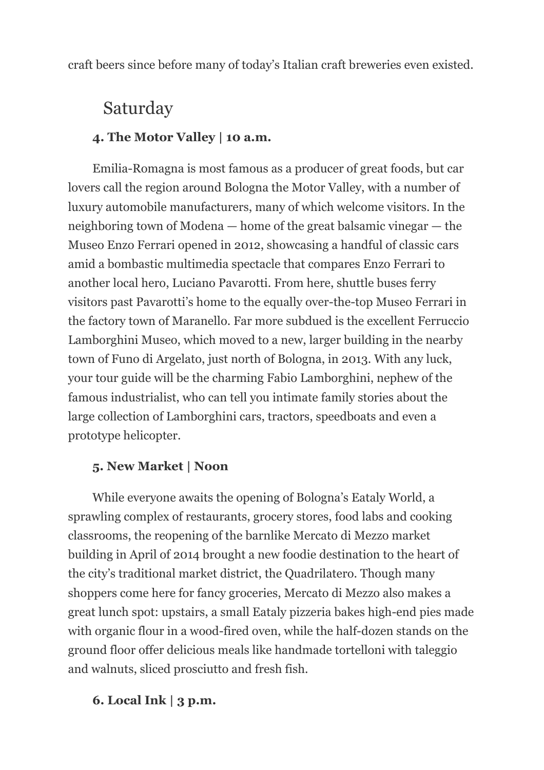craft beers since before many of today's Italian craft breweries even existed.

## Saturday

### 4. The Motor Valley | 10 a.m.

Emilia-Romagna is most famous as a producer of great foods, but car lovers call the region around Bologna the Motor Valley, with a number of luxury automobile manufacturers, many of which welcome visitors. In the neighboring town of Modena — home of the great balsamic vinegar — the Museo Enzo Ferrari opened in 2012, showcasing a handful of classic cars amid a bombastic multimedia spectacle that compares Enzo Ferrari to another local hero, Luciano Pavarotti. From here, shuttle buses ferry visitors past Pavarotti's home to the equally over-the-top Museo Ferrari in the factory town of Maranello. Far more subdued is the excellent Ferruccio Lamborghini Museo, which moved to a new, larger building in the nearby town of Funo di Argelato, just north of Bologna, in 2013. With any luck, your tour guide will be the charming Fabio Lamborghini, nephew of the famous industrialist, who can tell you intimate family stories about the large collection of Lamborghini cars, tractors, speedboats and even a prototype helicopter.

### 5. New Market | Noon

While everyone awaits the opening of Bologna's Eataly World, a sprawling complex of restaurants, grocery stores, food labs and cooking classrooms, the reopening of the barnlike Mercato di Mezzo market building in April of 2014 brought a new foodie destination to the heart of the city's traditional market district, the Quadrilatero. Though many shoppers come here for fancy groceries, Mercato di Mezzo also makes a great lunch spot: upstairs, a small Eataly pizzeria bakes high-end pies made with organic flour in a wood-fired oven, while the half-dozen stands on the ground floor offer delicious meals like handmade tortelloni with taleggio and walnuts, sliced prosciutto and fresh fish.

### 6. Local Ink | 3 p.m.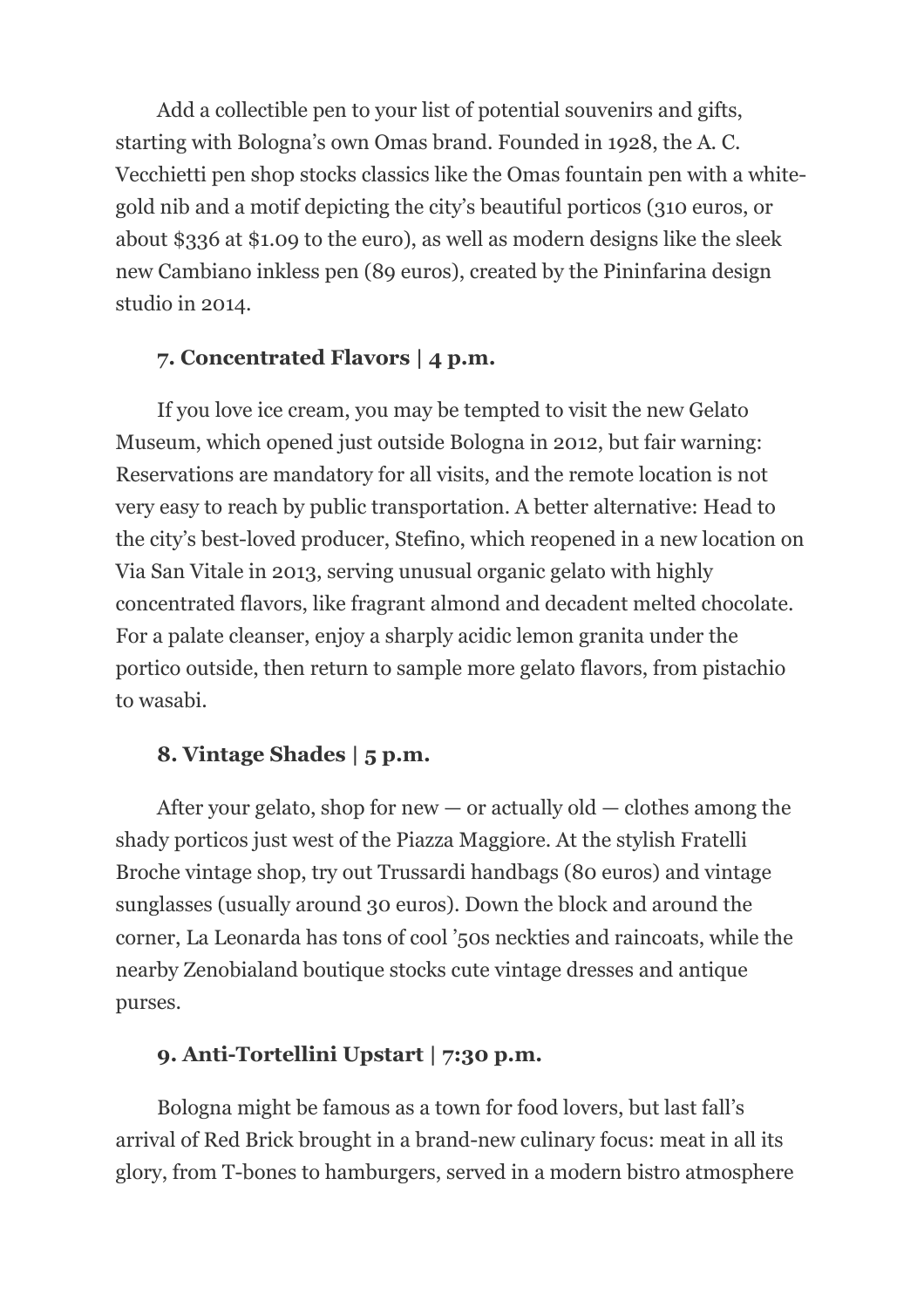Add a collectible pen to your list of potential souvenirs and gifts, starting with Bologna's own Omas brand. Founded in 1928, the A. C. Vecchietti pen shop stocks classics like the Omas fountain pen with a white-gold nib and a motif depicting the city's beautiful porticos (310 euros, or about $336 at $1.09 to the euro), as well as modern designs like the sleek new Cambiano inkless pen (89 euros), created by the Pininfarina design studio in 2014.

**7. Concentrated Flavors | 4 p.m.**

If you love ice cream, you may be tempted to visit the new Gelato Museum, which opened just outside Bologna in 2012, but fair warning: Reservations are mandatory for all visits, and the remote location is not very easy to reach by public transportation. A better alternative: Head to the city's best-loved producer, Stefino, which reopened in a new location on Via San Vitale in 2013, serving unusual organic gelato with highly concentrated flavors, like fragrant almond and decadent melted chocolate. For a palate cleanser, enjoy a sharply acidic lemon granita under the portico outside, then return to sample more gelato flavors, from pistachio to wasabi.

**8. Vintage Shades | 5 p.m.**

After your gelato, shop for new — or actually old — clothes among the shady porticos just west of the Piazza Maggiore. At the stylish Fratelli Broche vintage shop, try out Trussardi handbags (80 euros) and vintage sunglasses (usually around 30 euros). Down the block and around the corner, La Leonarda has tons of cool '50s neckties and raincoats, while the nearby Zenobialand boutique stocks cute vintage dresses and antique purses.

**9. Anti-Tortellini Upstart | 7:30 p.m.**

Bologna might be famous as a town for food lovers, but last fall's arrival of Red Brick brought in a brand-new culinary focus: meat in all its glory, from T-bones to hamburgers, served in a modern bistro atmosphere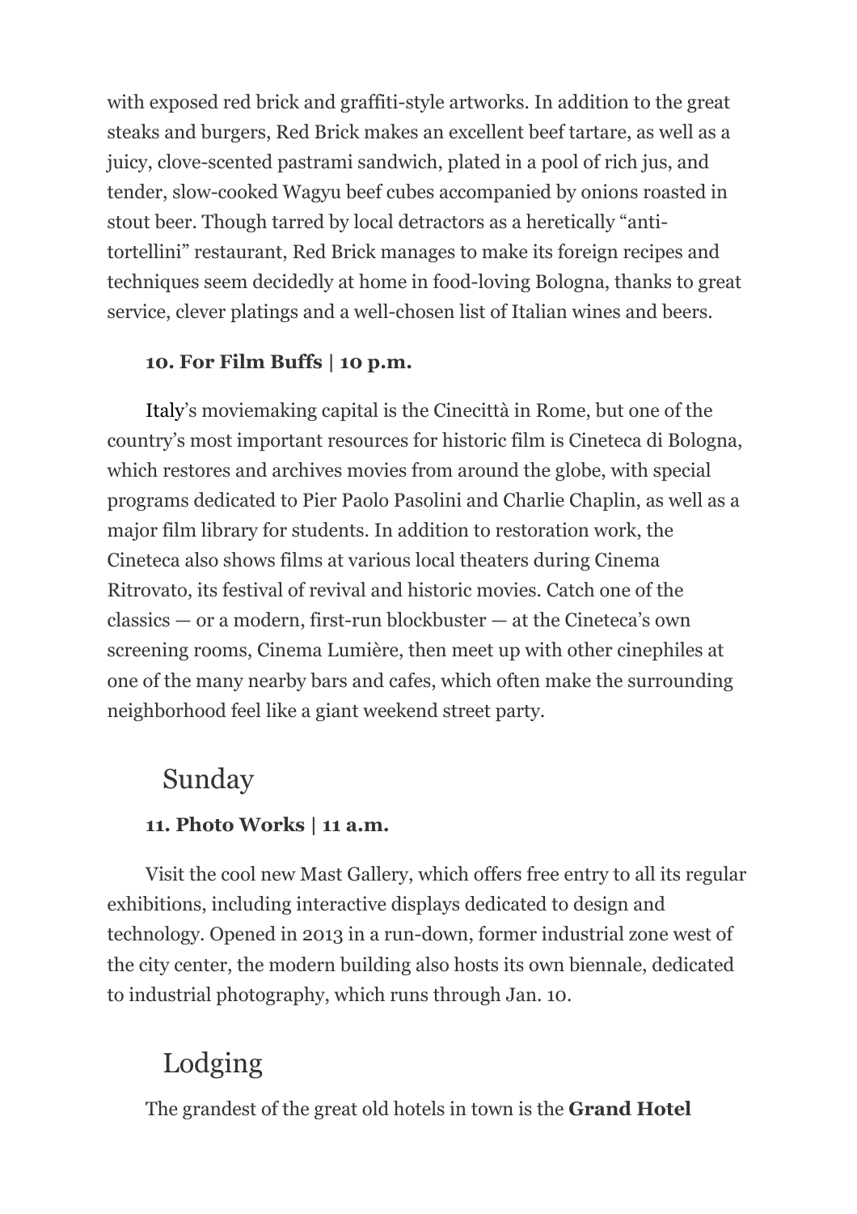with exposed red brick and graffiti-style artworks. In addition to the great steaks and burgers, Red Brick makes an excellent beef tartare, as well as a juicy, clove-scented pastrami sandwich, plated in a pool of rich jus, and tender, slow-cooked Wagyu beef cubes accompanied by onions roasted in stout beer. Though tarred by local detractors as a heretically "anti-tortellini" restaurant, Red Brick manages to make its foreign recipes and techniques seem decidedly at home in food-loving Bologna, thanks to great service, clever platings and a well-chosen list of Italian wines and beers.

**10. For Film Buffs | 10 p.m.**

Italy's moviemaking capital is the Cinecittà in Rome, but one of the country's most important resources for historic film is Cineteca di Bologna, which restores and archives movies from around the globe, with special programs dedicated to Pier Paolo Pasolini and Charlie Chaplin, as well as a major film library for students. In addition to restoration work, the Cineteca also shows films at various local theaters during Cinema Ritrovato, its festival of revival and historic movies. Catch one of the classics — or a modern, first-run blockbuster — at the Cineteca's own screening rooms, Cinema Lumière, then meet up with other cinephiles at one of the many nearby bars and cafes, which often make the surrounding neighborhood feel like a giant weekend street party.

## Sunday

**11. Photo Works | 11 a.m.**

Visit the cool new Mast Gallery, which offers free entry to all its regular exhibitions, including interactive displays dedicated to design and technology. Opened in 2013 in a run-down, former industrial zone west of the city center, the modern building also hosts its own biennale, dedicated to industrial photography, which runs through Jan. 10.

## Lodging

The grandest of the great old hotels in town is the **Grand Hotel**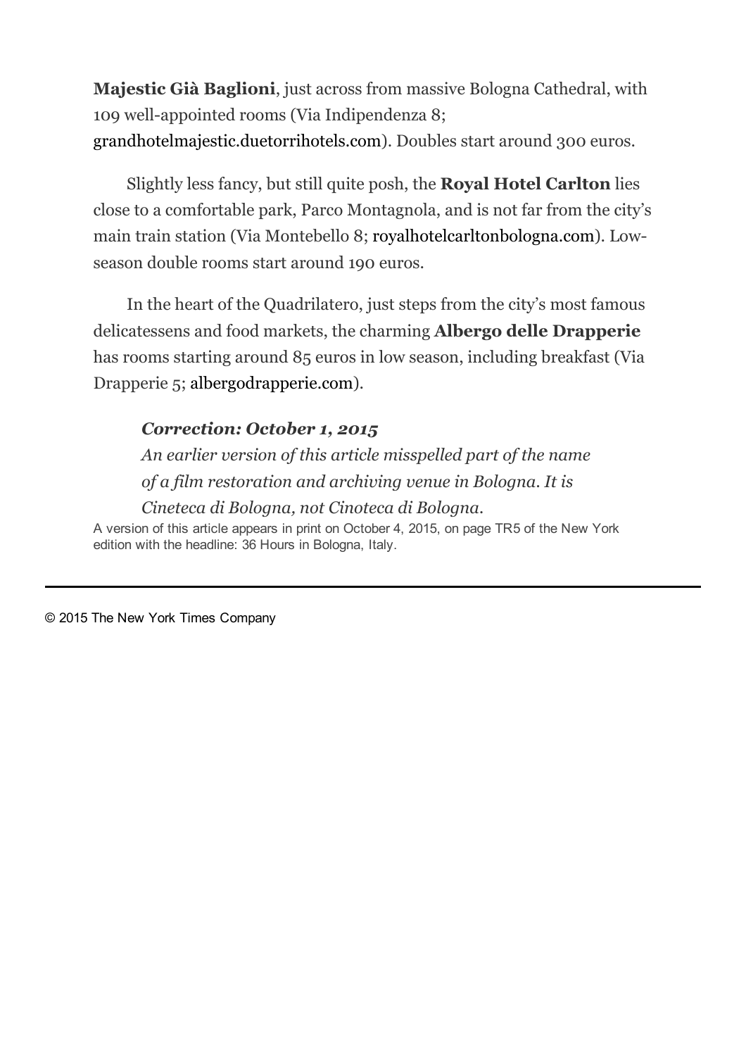**Majestic Già Baglioni**, just across from massive Bologna Cathedral, with 109 well-appointed rooms (Via Indipendenza 8; grandhotelmajestic.duetorrihotels.com). Doubles start around 300 euros.

Slightly less fancy, but still quite posh, the **Royal Hotel Carlton** lies close to a comfortable park, Parco Montagnola, and is not far from the city's main train station (Via Montebello 8; royalhotelcarltonbologna.com). Low-season double rooms start around 190 euros.

In the heart of the Quadrilatero, just steps from the city's most famous delicatessens and food markets, the charming **Albergo delle Drapperie** has rooms starting around 85 euros in low season, including breakfast (Via Drapperie 5; albergodrapperie.com).

***Correction: October 1, 2015***

*An earlier version of this article misspelled part of the name of a film restoration and archiving venue in Bologna. It is Cineteca di Bologna, not Cinoteca di Bologna.*

A version of this article appears in print on October 4, 2015, on page TR5 of the New York edition with the headline: 36 Hours in Bologna, Italy.

---

© 2015 The New York Times Company